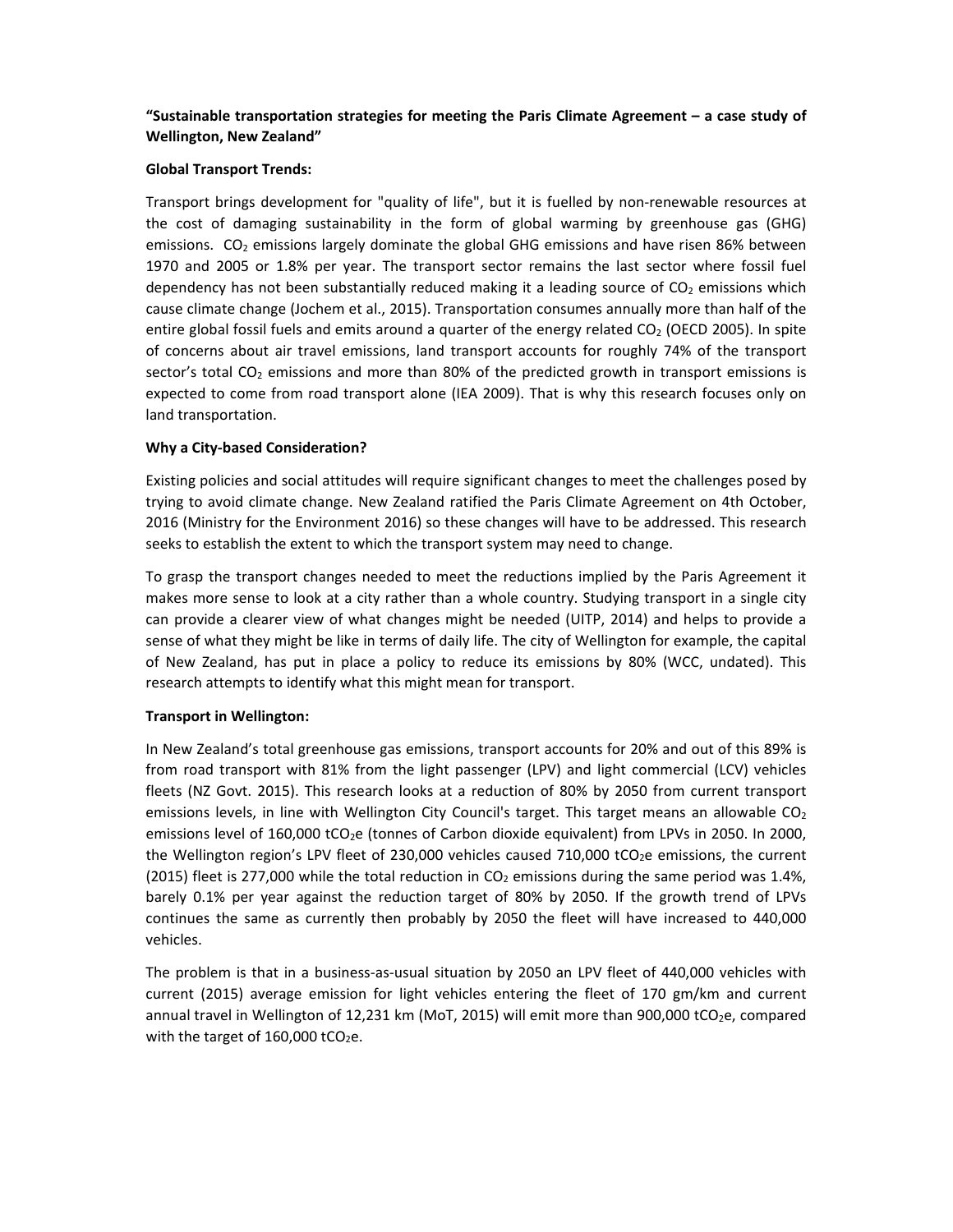**"Sustainable transportation strategies for meeting the Paris Climate Agreement – a case study of Wellington, New Zealand"**

**Global Transport Trends:**

Transport brings development for "quality of life", but it is fuelled by non-renewable resources at the cost of damaging sustainability in the form of global warming by greenhouse gas (GHG) emissions. $CO_2$ emissions largely dominate the global GHG emissions and have risen 86% between 1970 and 2005 or 1.8% per year. The transport sector remains the last sector where fossil fuel dependency has not been substantially reduced making it a leading source of $CO_2$ emissions which cause climate change (Jochem et al., 2015). Transportation consumes annually more than half of the entire global fossil fuels and emits around a quarter of the energy related $CO_2$ (OECD 2005). In spite of concerns about air travel emissions, land transport accounts for roughly 74% of the transport sector's total $CO_2$ emissions and more than 80% of the predicted growth in transport emissions is expected to come from road transport alone (IEA 2009). That is why this research focuses only on land transportation.

**Why a City-based Consideration?**

Existing policies and social attitudes will require significant changes to meet the challenges posed by trying to avoid climate change. New Zealand ratified the Paris Climate Agreement on 4th October, 2016 (Ministry for the Environment 2016) so these changes will have to be addressed. This research seeks to establish the extent to which the transport system may need to change.

To grasp the transport changes needed to meet the reductions implied by the Paris Agreement it makes more sense to look at a city rather than a whole country. Studying transport in a single city can provide a clearer view of what changes might be needed (UITP, 2014) and helps to provide a sense of what they might be like in terms of daily life. The city of Wellington for example, the capital of New Zealand, has put in place a policy to reduce its emissions by 80% (WCC, undated). This research attempts to identify what this might mean for transport.

**Transport in Wellington:**

In New Zealand's total greenhouse gas emissions, transport accounts for 20% and out of this 89% is from road transport with 81% from the light passenger (LPV) and light commercial (LCV) vehicles fleets (NZ Govt. 2015). This research looks at a reduction of 80% by 2050 from current transport emissions levels, in line with Wellington City Council's target. This target means an allowable $CO_2$ emissions level of 160,000 $tCO_2e$ (tonnes of Carbon dioxide equivalent) from LPVs in 2050. In 2000, the Wellington region's LPV fleet of 230,000 vehicles caused 710,000 $tCO_2e$ emissions, the current (2015) fleet is 277,000 while the total reduction in $CO_2$ emissions during the same period was 1.4%, barely 0.1% per year against the reduction target of 80% by 2050. If the growth trend of LPVs continues the same as currently then probably by 2050 the fleet will have increased to 440,000 vehicles.

The problem is that in a business-as-usual situation by 2050 an LPV fleet of 440,000 vehicles with current (2015) average emission for light vehicles entering the fleet of 170 gm/km and current annual travel in Wellington of 12,231 km (MoT, 2015) will emit more than 900,000 $tCO_2e$, compared with the target of 160,000 $tCO_2e$.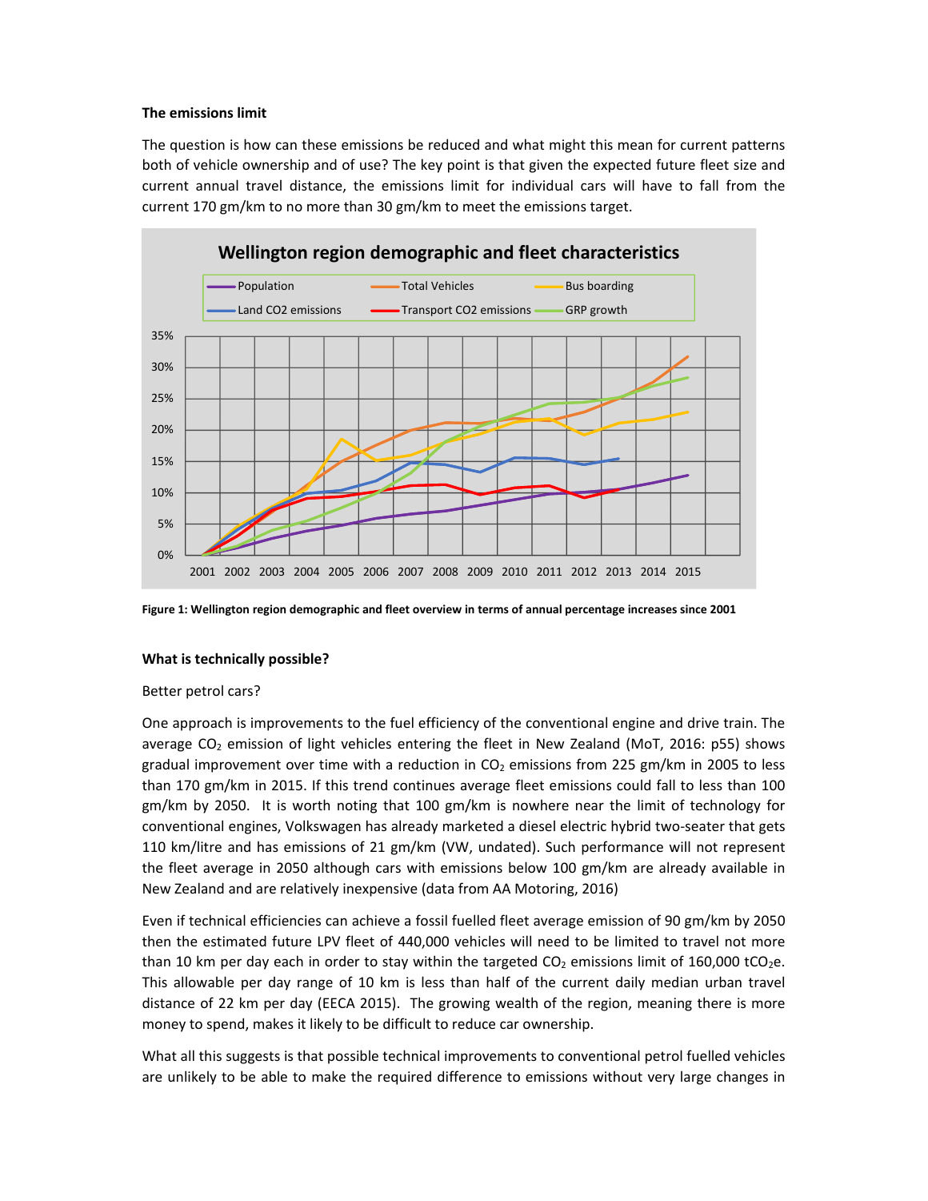**The emissions limit**

The question is how can these emissions be reduced and what might this mean for current patterns both of vehicle ownership and of use? The key point is that given the expected future fleet size and current annual travel distance, the emissions limit for individual cars will have to fall from the current 170 gm/km to no more than 30 gm/km to meet the emissions target.

**Figure 1: Wellington region demographic and fleet overview in terms of annual percentage increases since 2001**

**What is technically possible?**

Better petrol cars?

One approach is improvements to the fuel efficiency of the conventional engine and drive train. The average $CO_2$ emission of light vehicles entering the fleet in New Zealand (MoT, 2016: p55) shows gradual improvement over time with a reduction in $CO_2$ emissions from 225 gm/km in 2005 to less than 170 gm/km in 2015. If this trend continues average fleet emissions could fall to less than 100 gm/km by 2050. It is worth noting that 100 gm/km is nowhere near the limit of technology for conventional engines, Volkswagen has already marketed a diesel electric hybrid two-seater that gets 110 km/litre and has emissions of 21 gm/km (VW, undated). Such performance will not represent the fleet average in 2050 although cars with emissions below 100 gm/km are already available in New Zealand and are relatively inexpensive (data from AA Motoring, 2016)

Even if technical efficiencies can achieve a fossil fuelled fleet average emission of 90 gm/km by 2050 then the estimated future LPV fleet of 440,000 vehicles will need to be limited to travel not more than 10 km per day each in order to stay within the targeted $CO_2$ emissions limit of 160,000 $tCO_2e$. This allowable per day range of 10 km is less than half of the current daily median urban travel distance of 22 km per day (EECA 2015). The growing wealth of the region, meaning there is more money to spend, makes it likely to be difficult to reduce car ownership.

What all this suggests is that possible technical improvements to conventional petrol fuelled vehicles are unlikely to be able to make the required difference to emissions without very large changes in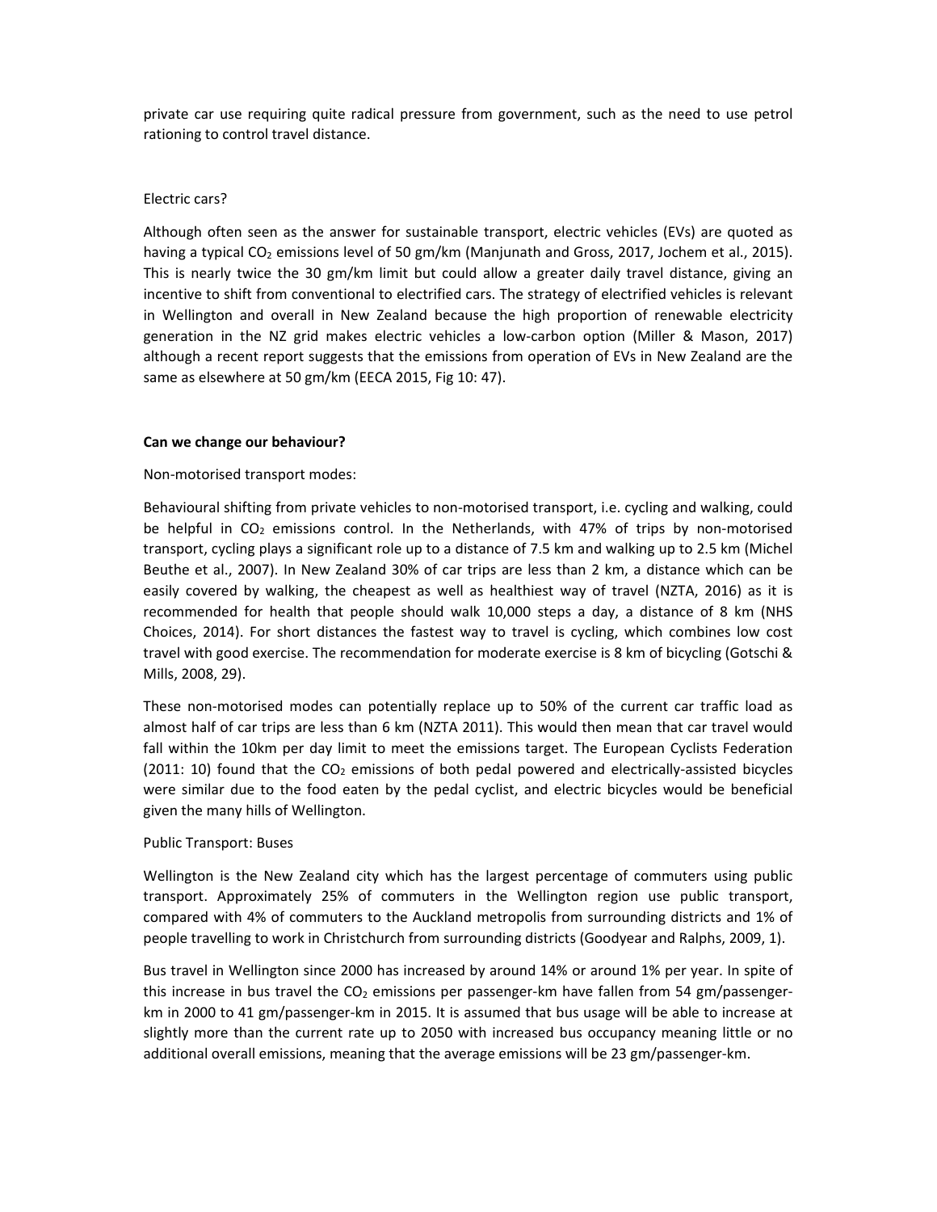private car use requiring quite radical pressure from government, such as the need to use petrol rationing to control travel distance.

Electric cars?

Although often seen as the answer for sustainable transport, electric vehicles (EVs) are quoted as having a typical $CO_2$ emissions level of 50 gm/km (Manjunath and Gross, 2017, Jochem et al., 2015). This is nearly twice the 30 gm/km limit but could allow a greater daily travel distance, giving an incentive to shift from conventional to electrified cars. The strategy of electrified vehicles is relevant in Wellington and overall in New Zealand because the high proportion of renewable electricity generation in the NZ grid makes electric vehicles a low-carbon option (Miller & Mason, 2017) although a recent report suggests that the emissions from operation of EVs in New Zealand are the same as elsewhere at 50 gm/km (EECA 2015, Fig 10: 47).

**Can we change our behaviour?**

Non-motorised transport modes:

Behavioural shifting from private vehicles to non-motorised transport, i.e. cycling and walking, could be helpful in $CO_2$ emissions control. In the Netherlands, with 47% of trips by non-motorised transport, cycling plays a significant role up to a distance of 7.5 km and walking up to 2.5 km (Michel Beuthe et al., 2007). In New Zealand 30% of car trips are less than 2 km, a distance which can be easily covered by walking, the cheapest as well as healthiest way of travel (NZTA, 2016) as it is recommended for health that people should walk 10,000 steps a day, a distance of 8 km (NHS Choices, 2014). For short distances the fastest way to travel is cycling, which combines low cost travel with good exercise. The recommendation for moderate exercise is 8 km of bicycling (Gotschi & Mills, 2008, 29).

These non-motorised modes can potentially replace up to 50% of the current car traffic load as almost half of car trips are less than 6 km (NZTA 2011). This would then mean that car travel would fall within the 10km per day limit to meet the emissions target. The European Cyclists Federation (2011: 10) found that the $CO_2$ emissions of both pedal powered and electrically-assisted bicycles were similar due to the food eaten by the pedal cyclist, and electric bicycles would be beneficial given the many hills of Wellington.

Public Transport: Buses

Wellington is the New Zealand city which has the largest percentage of commuters using public transport. Approximately 25% of commuters in the Wellington region use public transport, compared with 4% of commuters to the Auckland metropolis from surrounding districts and 1% of people travelling to work in Christchurch from surrounding districts (Goodyear and Ralphs, 2009, 1).

Bus travel in Wellington since 2000 has increased by around 14% or around 1% per year. In spite of this increase in bus travel the $CO_2$ emissions per passenger-km have fallen from 54 gm/passenger-km in 2000 to 41 gm/passenger-km in 2015. It is assumed that bus usage will be able to increase at slightly more than the current rate up to 2050 with increased bus occupancy meaning little or no additional overall emissions, meaning that the average emissions will be 23 gm/passenger-km.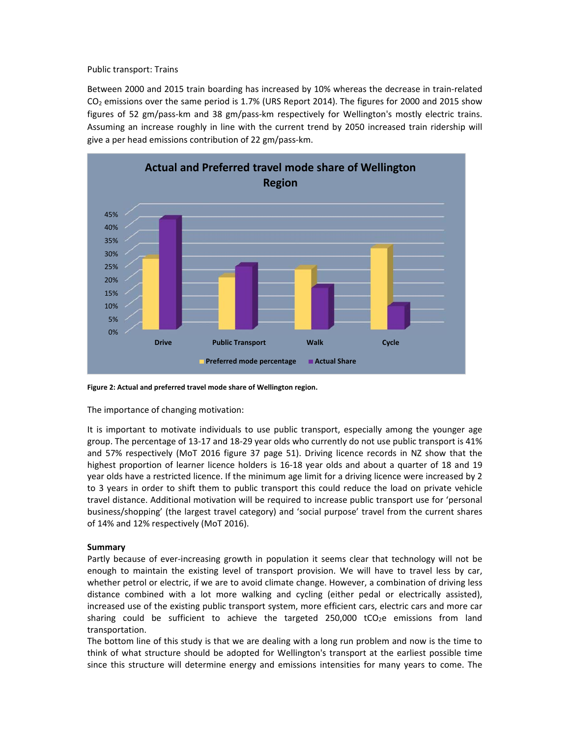Public transport: Trains

Between 2000 and 2015 train boarding has increased by 10% whereas the decrease in train-related $CO_2$ emissions over the same period is 1.7% (URS Report 2014). The figures for 2000 and 2015 show figures of 52 gm/pass-km and 38 gm/pass-km respectively for Wellington's mostly electric trains. Assuming an increase roughly in line with the current trend by 2050 increased train ridership will give a per head emissions contribution of 22 gm/pass-km.

**Figure 2: Actual and preferred travel mode share of Wellington region.**

The importance of changing motivation:

It is important to motivate individuals to use public transport, especially among the younger age group. The percentage of 13-17 and 18-29 year olds who currently do not use public transport is 41% and 57% respectively (MoT 2016 figure 37 page 51). Driving licence records in NZ show that the highest proportion of learner licence holders is 16-18 year olds and about a quarter of 18 and 19 year olds have a restricted licence. If the minimum age limit for a driving licence were increased by 2 to 3 years in order to shift them to public transport this could reduce the load on private vehicle travel distance. Additional motivation will be required to increase public transport use for 'personal business/shopping' (the largest travel category) and 'social purpose' travel from the current shares of 14% and 12% respectively (MoT 2016).

**Summary**

Partly because of ever-increasing growth in population it seems clear that technology will not be enough to maintain the existing level of transport provision. We will have to travel less by car, whether petrol or electric, if we are to avoid climate change. However, a combination of driving less distance combined with a lot more walking and cycling (either pedal or electrically assisted), increased use of the existing public transport system, more efficient cars, electric cars and more car sharing could be sufficient to achieve the targeted 250,000 $tCO_2e$ emissions from land transportation.

The bottom line of this study is that we are dealing with a long run problem and now is the time to think of what structure should be adopted for Wellington's transport at the earliest possible time since this structure will determine energy and emissions intensities for many years to come. The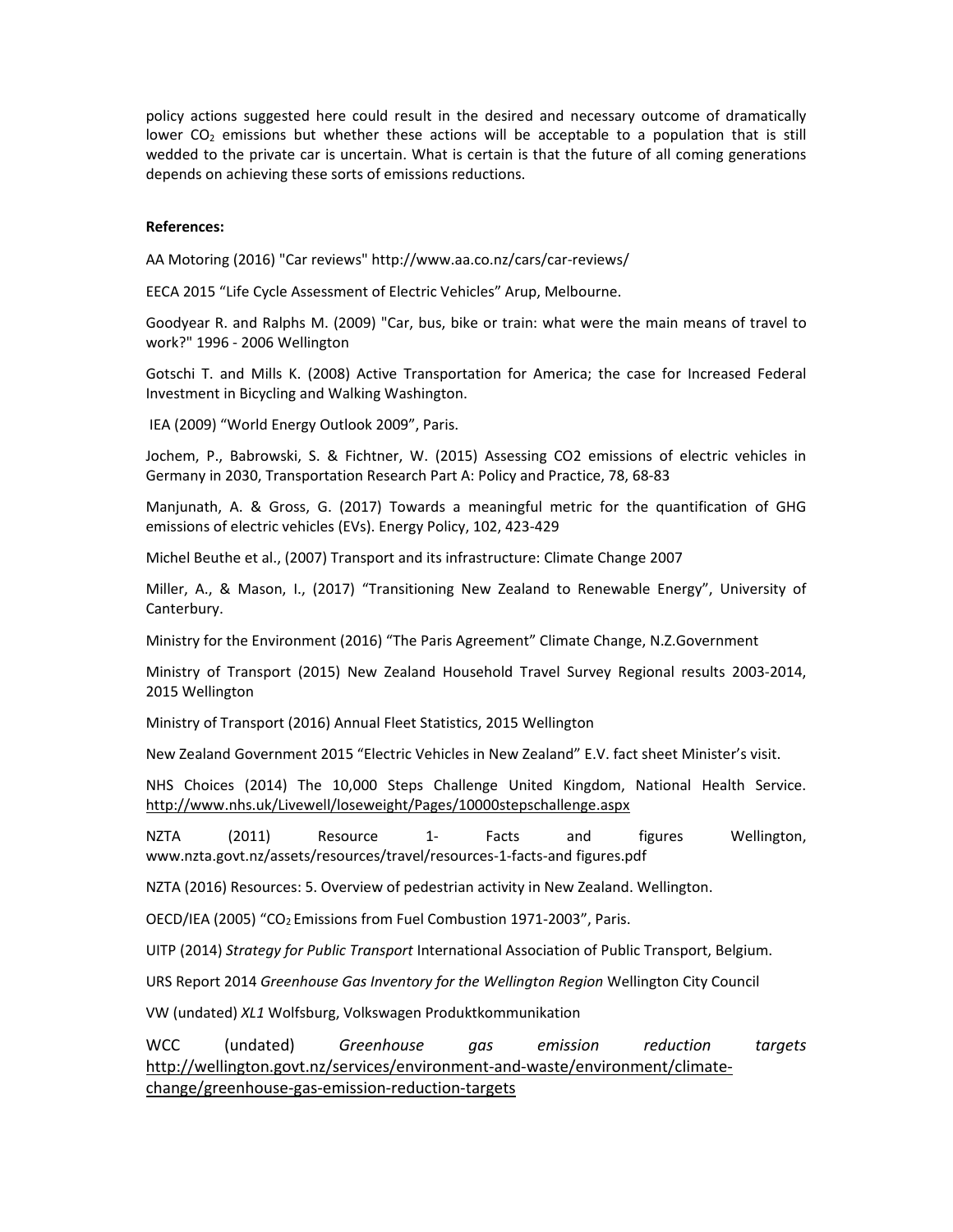policy actions suggested here could result in the desired and necessary outcome of dramatically lower $CO_2$ emissions but whether these actions will be acceptable to a population that is still wedded to the private car is uncertain. What is certain is that the future of all coming generations depends on achieving these sorts of emissions reductions.

**References:**

AA Motoring (2016) "Car reviews" http://www.aa.co.nz/cars/car-reviews/

EECA 2015 "Life Cycle Assessment of Electric Vehicles" Arup, Melbourne.

Goodyear R. and Ralphs M. (2009) "Car, bus, bike or train: what were the main means of travel to work?" 1996 - 2006 Wellington

Gotschi T. and Mills K. (2008) Active Transportation for America; the case for Increased Federal Investment in Bicycling and Walking Washington.

IEA (2009) "World Energy Outlook 2009", Paris.

Jochem, P., Babrowski, S. & Fichtner, W. (2015) Assessing CO2 emissions of electric vehicles in Germany in 2030, Transportation Research Part A: Policy and Practice, 78, 68-83

Manjunath, A. & Gross, G. (2017) Towards a meaningful metric for the quantification of GHG emissions of electric vehicles (EVs). Energy Policy, 102, 423-429

Michel Beuthe et al., (2007) Transport and its infrastructure: Climate Change 2007

Miller, A., & Mason, I., (2017) "Transitioning New Zealand to Renewable Energy", University of Canterbury.

Ministry for the Environment (2016) "The Paris Agreement" Climate Change, N.Z.Government

Ministry of Transport (2015) New Zealand Household Travel Survey Regional results 2003-2014, 2015 Wellington

Ministry of Transport (2016) Annual Fleet Statistics, 2015 Wellington

New Zealand Government 2015 "Electric Vehicles in New Zealand" E.V. fact sheet Minister's visit.

NHS Choices (2014) The 10,000 Steps Challenge United Kingdom, National Health Service. http://www.nhs.uk/Livewell/loseweight/Pages/10000stepschallenge.aspx

NZTA (2011) Resource 1- Facts and figures Wellington, www.nzta.govt.nz/assets/resources/travel/resources-1-facts-and figures.pdf

NZTA (2016) Resources: 5. Overview of pedestrian activity in New Zealand. Wellington.

OECD/IEA (2005) "$CO_2$ Emissions from Fuel Combustion 1971-2003", Paris.

UITP (2014) *Strategy for Public Transport* International Association of Public Transport, Belgium.

URS Report 2014 *Greenhouse Gas Inventory for the Wellington Region* Wellington City Council

VW (undated) *XL1* Wolfsburg, Volkswagen Produktkommunikation

WCC (undated) *Greenhouse gas emission reduction targets* http://wellington.govt.nz/services/environment-and-waste/environment/climate-change/greenhouse-gas-emission-reduction-targets